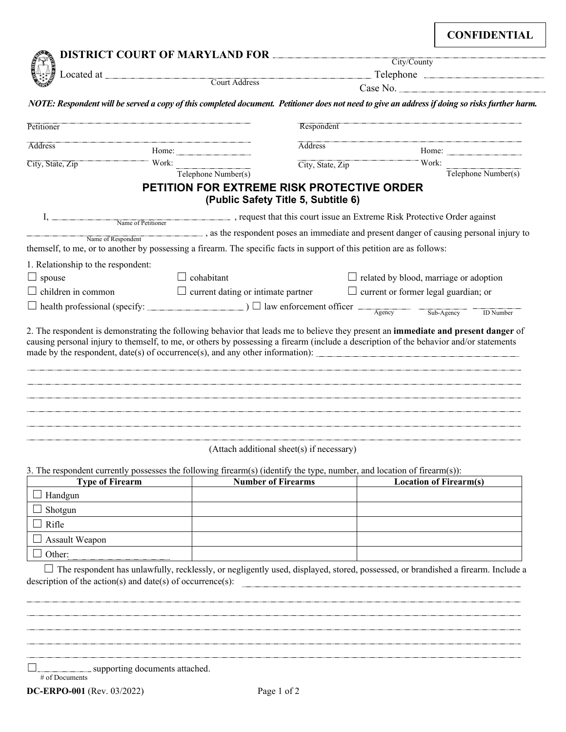**CONFIDENTIAL**

# DISTRICT COURT OF MARYLAND FOR ______________________
City/County

Located at ______________________ Telephone ______________
Court Address

Case No. ______________

***NOTE: Respondent will be served a copy of this completed document. Petitioner does not need to give an address if doing so risks further harm.***

| | |
|---|---|
| Petitioner ______________________ | Respondent ______________________ |
| Address ______________________ Home: ______________ | Address ______________________ Home: ______________ |
| City, State, Zip ______________ Work: ______________ | City, State, Zip ______________ Work: ______________ |
| Telephone Number(s) | Telephone Number(s) |

## PETITION FOR EXTREME RISK PROTECTIVE ORDER
### (Public Safety Title 5, Subtitle 6)

I, ______________________ (Name of Petitioner), request that this court issue an Extreme Risk Protective Order against ______________________ (Name of Respondent), as the respondent poses an immediate and present danger of causing personal injury to themself, to me, or to another by possessing a firearm. The specific facts in support of this petition are as follows:

1. Relationship to the respondent:

☐ spouse ☐ cohabitant ☐ related by blood, marriage or adoption

☐ children in common ☐ current dating or intimate partner ☐ current or former legal guardian; or

☐ health professional (specify: ______________ ) ☐ law enforcement officer ______________ Agency ______________ Sub-Agency ______________ ID Number

2. The respondent is demonstrating the following behavior that leads me to believe they present an **immediate and present danger** of causing personal injury to themself, to me, or others by possessing a firearm (include a description of the behavior and/or statements made by the respondent, date(s) of occurrence(s), and any other information): ______________________

______________________________________________

______________________________________________

______________________________________________

______________________________________________

______________________________________________

______________________________________________

(Attach additional sheet(s) if necessary)

3. The respondent currently possesses the following firearm(s) (identify the type, number, and location of firearm(s)):

| Type of Firearm | Number of Firearms | Location of Firearm(s) |
|---|---|---|
| ☐ Handgun | | |
| ☐ Shotgun | | |
| ☐ Rifle | | |
| ☐ Assault Weapon | | |
| ☐ Other: ______________ | | |

☐ The respondent has unlawfully, recklessly, or negligently used, displayed, stored, possessed, or brandished a firearm. Include a description of the action(s) and date(s) of occurrence(s): ______________________

______________________________________________

______________________________________________

______________________________________________

______________________________________________

______________________________________________

☐ ______________ (# of Documents) supporting documents attached.

**DC-ERPO-001** (Rev. 03/2022)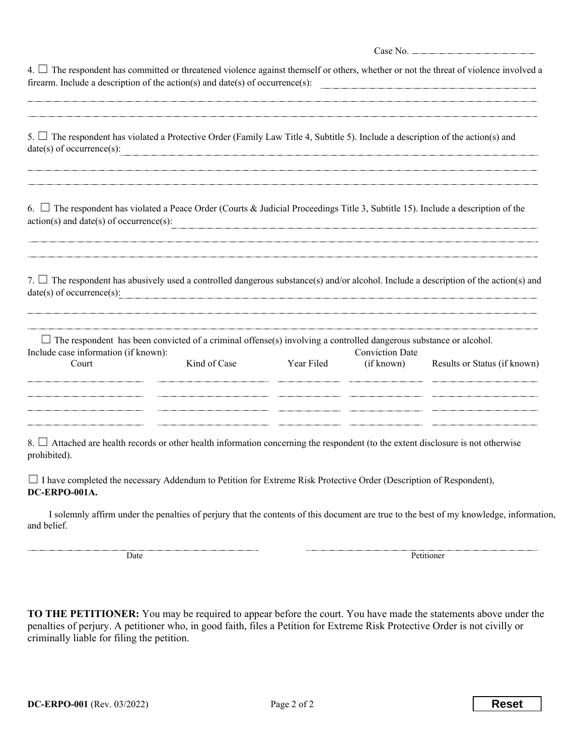Case No. ____________________

4. ☐ The respondent has committed or threatened violence against themself or others, whether or not the threat of violence involved a firearm. Include a description of the action(s) and date(s) of occurrence(s): ____________________

5. ☐ The respondent has violated a Protective Order (Family Law Title 4, Subtitle 5). Include a description of the action(s) and date(s) of occurrence(s): ____________________

6. ☐ The respondent has violated a Peace Order (Courts & Judicial Proceedings Title 3, Subtitle 15). Include a description of the action(s) and date(s) of occurrence(s): ____________________

7. ☐ The respondent has abusively used a controlled dangerous substance(s) and/or alcohol. Include a description of the action(s) and date(s) of occurrence(s): ____________________

☐ The respondent has been convicted of a criminal offense(s) involving a controlled dangerous substance or alcohol.

Include case information (if known):

| Court | Kind of Case | Year Filed | Conviction Date (if known) | Results or Status (if known) |
|---|---|---|---|---|
| | | | | |
| | | | | |
| | | | | |
| | | | | |

8. ☐ Attached are health records or other health information concerning the respondent (to the extent disclosure is not otherwise prohibited).

☐ I have completed the necessary Addendum to Petition for Extreme Risk Protective Order (Description of Respondent), **DC-ERPO-001A.**

I solemnly affirm under the penalties of perjury that the contents of this document are true to the best of my knowledge, information, and belief.

____________________ Date

____________________ Petitioner

**TO THE PETITIONER:** You may be required to appear before the court. You have made the statements above under the penalties of perjury. A petitioner who, in good faith, files a Petition for Extreme Risk Protective Order is not civilly or criminally liable for filing the petition.

**DC-ERPO-001** (Rev. 03/2022)